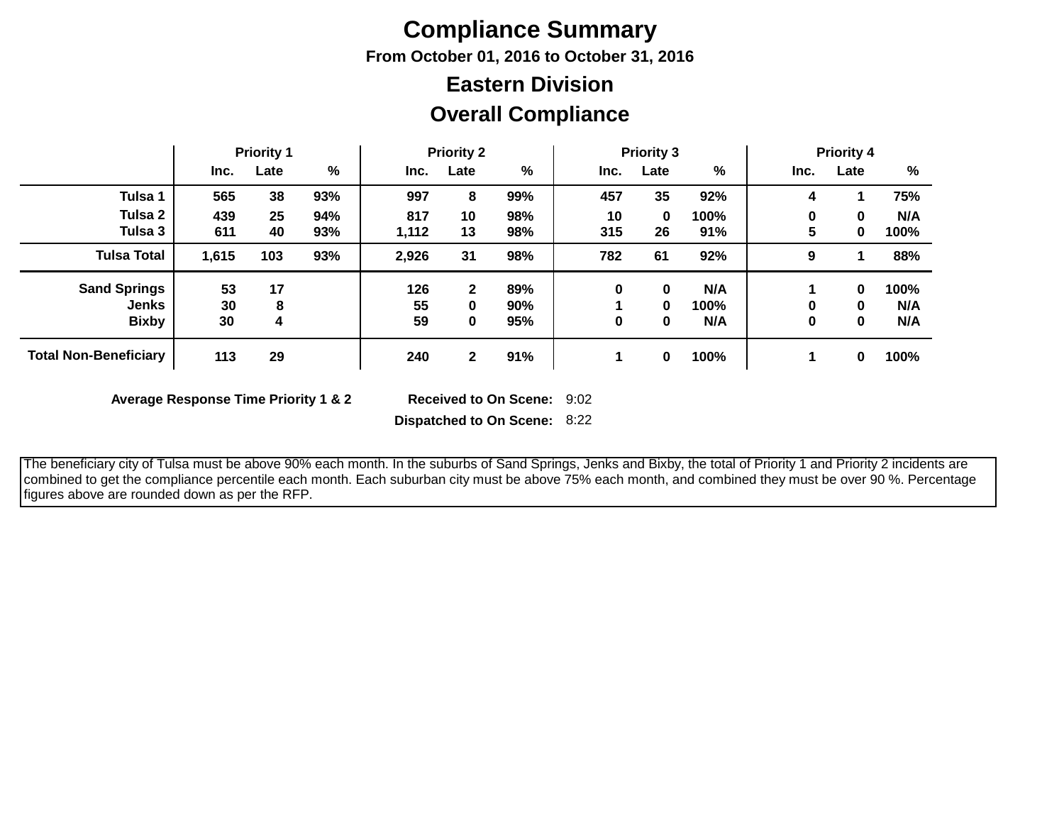# Compliance Summary

**From October 01, 2016 to October 31, 2016**

## Eastern Division

## Overall Compliance

| | Priority 1 | | | Priority 2 | | | Priority 3 | | | Priority 4 | | |
|---|---|---|---|---|---|---|---|---|---|---|---|---|
| | Inc. | Late | % | Inc. | Late | % | Inc. | Late | % | Inc. | Late | % |
| **Tulsa 1** | 565 | 38 | 93% | 997 | 8 | 99% | 457 | 35 | 92% | 4 | 1 | 75% |
| **Tulsa 2** | 439 | 25 | 94% | 817 | 10 | 98% | 10 | 0 | 100% | 0 | 0 | N/A |
| **Tulsa 3** | 611 | 40 | 93% | 1,112 | 13 | 98% | 315 | 26 | 91% | 5 | 0 | 100% |
| **Tulsa Total** | 1,615 | 103 | 93% | 2,926 | 31 | 98% | 782 | 61 | 92% | 9 | 1 | 88% |
| **Sand Springs** | 53 | 17 | | 126 | 2 | 89% | 0 | 0 | N/A | 1 | 0 | 100% |
| **Jenks** | 30 | 8 | | 55 | 0 | 90% | 1 | 0 | 100% | 0 | 0 | N/A |
| **Bixby** | 30 | 4 | | 59 | 0 | 95% | 0 | 0 | N/A | 0 | 0 | N/A |
| **Total Non-Beneficiary** | 113 | 29 | | 240 | 2 | 91% | 1 | 0 | 100% | 1 | 0 | 100% |

| **Average Response Time Priority 1 & 2** | **Received to On Scene:** | 9:02 |
|---|---|---|
| | **Dispatched to On Scene:** | 8:22 |

The beneficiary city of Tulsa must be above 90% each month. In the suburbs of Sand Springs, Jenks and Bixby, the total of Priority 1 and Priority 2 incidents are combined to get the compliance percentile each month. Each suburban city must be above 75% each month, and combined they must be over 90 %. Percentage figures above are rounded down as per the RFP.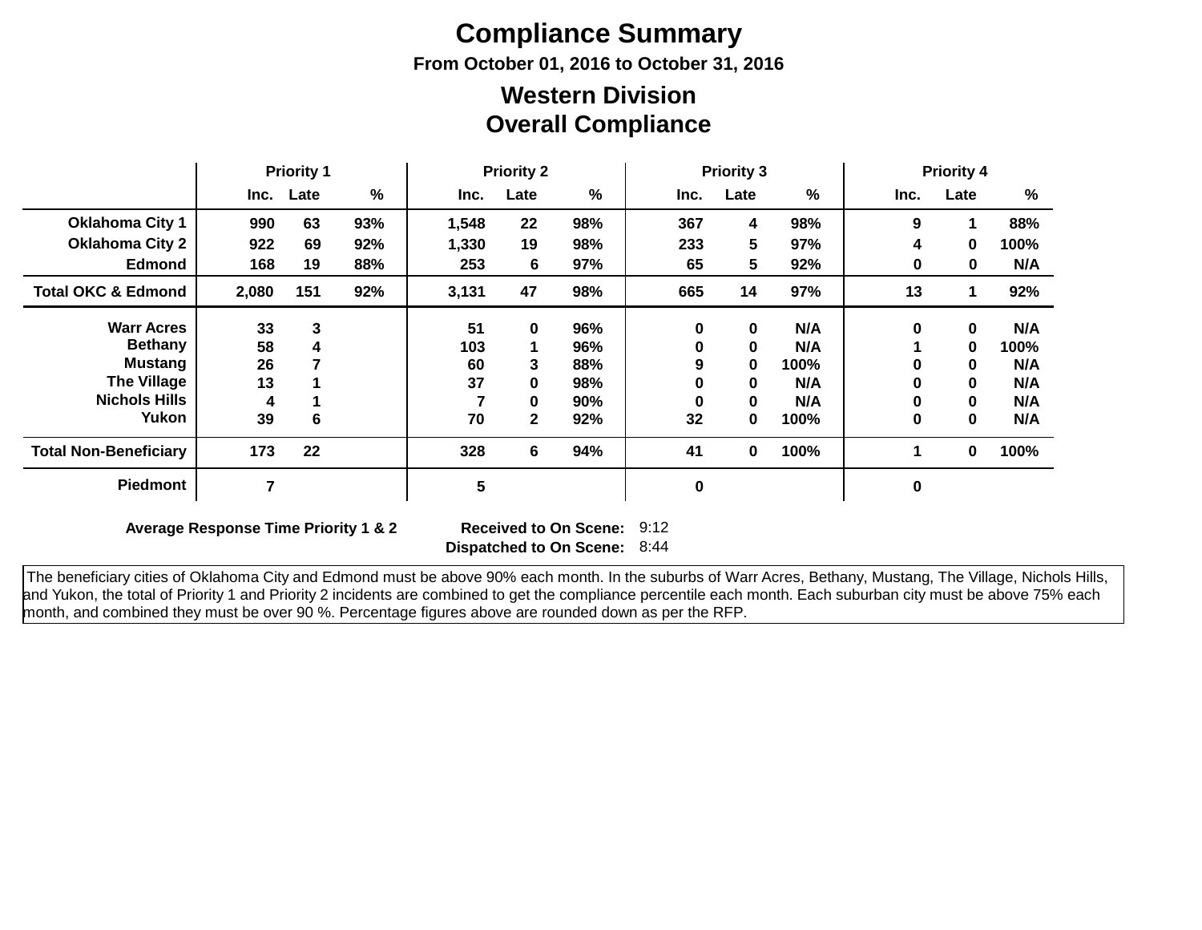# Compliance Summary

### From October 01, 2016 to October 31, 2016

## Western Division
## Overall Compliance

| | Priority 1 | | | Priority 2 | | | Priority 3 | | | Priority 4 | | |
|---|---|---|---|---|---|---|---|---|---|---|---|---|
| | Inc. | Late | % | Inc. | Late | % | Inc. | Late | % | Inc. | Late | % |
| **Oklahoma City 1** | 990 | 63 | 93% | 1,548 | 22 | 98% | 367 | 4 | 98% | 9 | 1 | 88% |
| **Oklahoma City 2** | 922 | 69 | 92% | 1,330 | 19 | 98% | 233 | 5 | 97% | 4 | 0 | 100% |
| **Edmond** | 168 | 19 | 88% | 253 | 6 | 97% | 65 | 5 | 92% | 0 | 0 | N/A |
| **Total OKC & Edmond** | 2,080 | 151 | 92% | 3,131 | 47 | 98% | 665 | 14 | 97% | 13 | 1 | 92% |
| **Warr Acres** | 33 | 3 | | 51 | 0 | 96% | 0 | 0 | N/A | 0 | 0 | N/A |
| **Bethany** | 58 | 4 | | 103 | 1 | 96% | 0 | 0 | N/A | 1 | 0 | 100% |
| **Mustang** | 26 | 7 | | 60 | 3 | 88% | 9 | 0 | 100% | 0 | 0 | N/A |
| **The Village** | 13 | 1 | | 37 | 0 | 98% | 0 | 0 | N/A | 0 | 0 | N/A |
| **Nichols Hills** | 4 | 1 | | 7 | 0 | 90% | 0 | 0 | N/A | 0 | 0 | N/A |
| **Yukon** | 39 | 6 | | 70 | 2 | 92% | 32 | 0 | 100% | 0 | 0 | N/A |
| **Total Non-Beneficiary** | 173 | 22 | | 328 | 6 | 94% | 41 | 0 | 100% | 1 | 0 | 100% |
| **Piedmont** | 7 | | | 5 | | | 0 | | | 0 | | |

**Average Response Time Priority 1 & 2**

| | |
|---|---|
| **Received to On Scene:** | 9:12 |
| **Dispatched to On Scene:** | 8:44 |

The beneficiary cities of Oklahoma City and Edmond must be above 90% each month. In the suburbs of Warr Acres, Bethany, Mustang, The Village, Nichols Hills, and Yukon, the total of Priority 1 and Priority 2 incidents are combined to get the compliance percentile each month. Each suburban city must be above 75% each month, and combined they must be over 90 %. Percentage figures above are rounded down as per the RFP.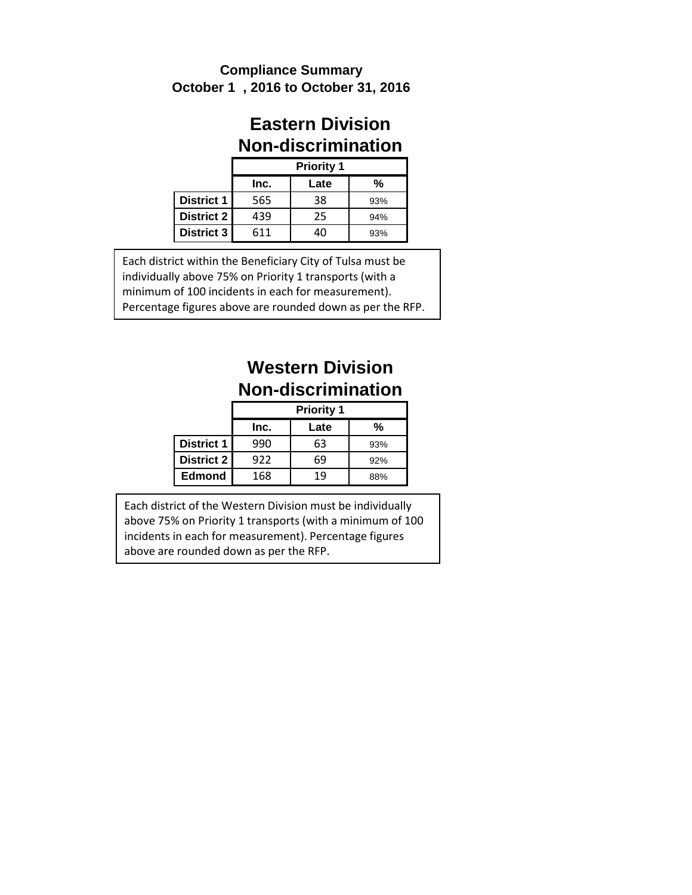**Compliance Summary**
**October 1 , 2016 to October 31, 2016**

## Eastern Division Non-discrimination

| | Priority 1 | | |
|---|---|---|---|
| | **Inc.** | **Late** | **%** |
| **District 1** | 565 | 38 | 93% |
| **District 2** | 439 | 25 | 94% |
| **District 3** | 611 | 40 | 93% |

Each district within the Beneficiary City of Tulsa must be individually above 75% on Priority 1 transports (with a minimum of 100 incidents in each for measurement). Percentage figures above are rounded down as per the RFP.

## Western Division Non-discrimination

| | Priority 1 | | |
|---|---|---|---|
| | **Inc.** | **Late** | **%** |
| **District 1** | 990 | 63 | 93% |
| **District 2** | 922 | 69 | 92% |
| **Edmond** | 168 | 19 | 88% |

Each district of the Western Division must be individually above 75% on Priority 1 transports (with a minimum of 100 incidents in each for measurement). Percentage figures above are rounded down as per the RFP.